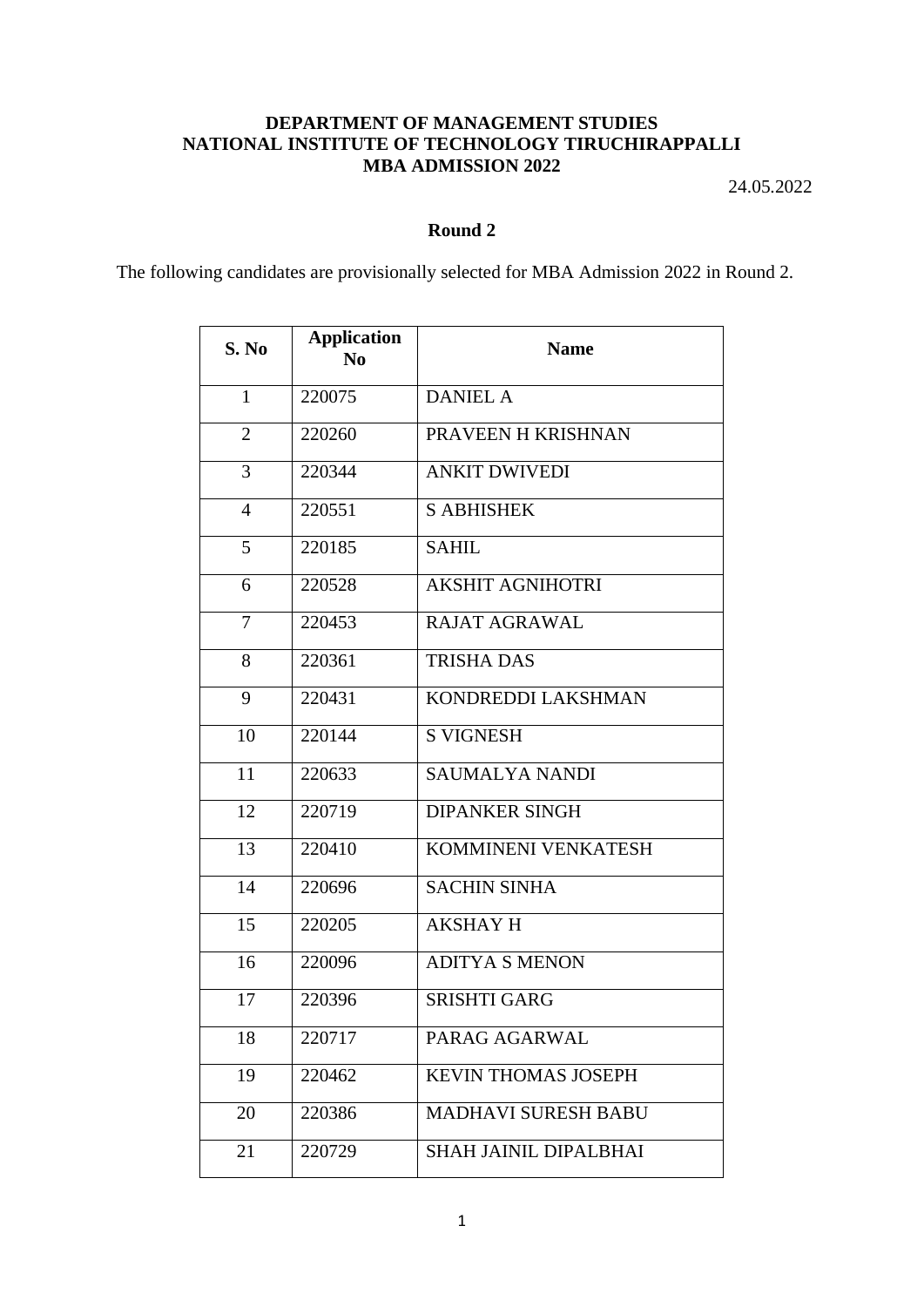**DEPARTMENT OF MANAGEMENT STUDIES**
**NATIONAL INSTITUTE OF TECHNOLOGY TIRUCHIRAPPALLI**
**MBA ADMISSION 2022**

24.05.2022

**Round 2**

The following candidates are provisionally selected for MBA Admission 2022 in Round 2.

| S. No | Application No | Name |
|---|---|---|
| 1 | 220075 | DANIEL A |
| 2 | 220260 | PRAVEEN H KRISHNAN |
| 3 | 220344 | ANKIT DWIVEDI |
| 4 | 220551 | S ABHISHEK |
| 5 | 220185 | SAHIL |
| 6 | 220528 | AKSHIT AGNIHOTRI |
| 7 | 220453 | RAJAT AGRAWAL |
| 8 | 220361 | TRISHA DAS |
| 9 | 220431 | KONDREDDI LAKSHMAN |
| 10 | 220144 | S VIGNESH |
| 11 | 220633 | SAUMALYA NANDI |
| 12 | 220719 | DIPANKER SINGH |
| 13 | 220410 | KOMMINENI VENKATESH |
| 14 | 220696 | SACHIN SINHA |
| 15 | 220205 | AKSHAY H |
| 16 | 220096 | ADITYA S MENON |
| 17 | 220396 | SRISHTI GARG |
| 18 | 220717 | PARAG AGARWAL |
| 19 | 220462 | KEVIN THOMAS JOSEPH |
| 20 | 220386 | MADHAVI SURESH BABU |
| 21 | 220729 | SHAH JAINIL DIPALBHAI |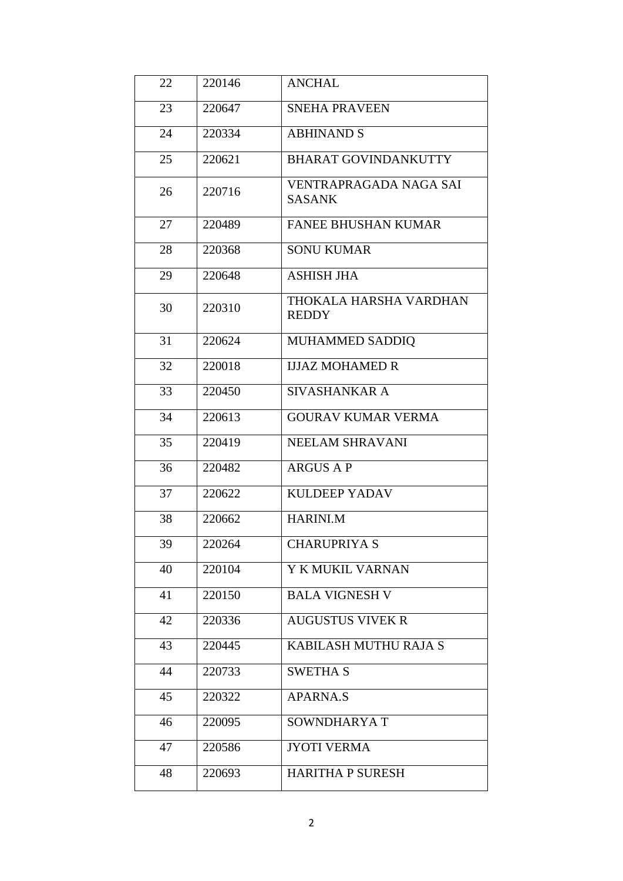| | | |
|---|---|---|
| 22 | 220146 | ANCHAL |
| 23 | 220647 | SNEHA PRAVEEN |
| 24 | 220334 | ABHINAND S |
| 25 | 220621 | BHARAT GOVINDANKUTTY |
| 26 | 220716 | VENTRAPRAGADA NAGA SAI SASANK |
| 27 | 220489 | FANEE BHUSHAN KUMAR |
| 28 | 220368 | SONU KUMAR |
| 29 | 220648 | ASHISH JHA |
| 30 | 220310 | THOKALA HARSHA VARDHAN REDDY |
| 31 | 220624 | MUHAMMED SADDIQ |
| 32 | 220018 | IJJAZ MOHAMED R |
| 33 | 220450 | SIVASHANKAR A |
| 34 | 220613 | GOURAV KUMAR VERMA |
| 35 | 220419 | NEELAM SHRAVANI |
| 36 | 220482 | ARGUS A P |
| 37 | 220622 | KULDEEP YADAV |
| 38 | 220662 | HARINI.M |
| 39 | 220264 | CHARUPRIYA S |
| 40 | 220104 | Y K MUKIL VARNAN |
| 41 | 220150 | BALA VIGNESH V |
| 42 | 220336 | AUGUSTUS VIVEK R |
| 43 | 220445 | KABILASH MUTHU RAJA S |
| 44 | 220733 | SWETHA S |
| 45 | 220322 | APARNA.S |
| 46 | 220095 | SOWNDHARYA T |
| 47 | 220586 | JYOTI VERMA |
| 48 | 220693 | HARITHA P SURESH |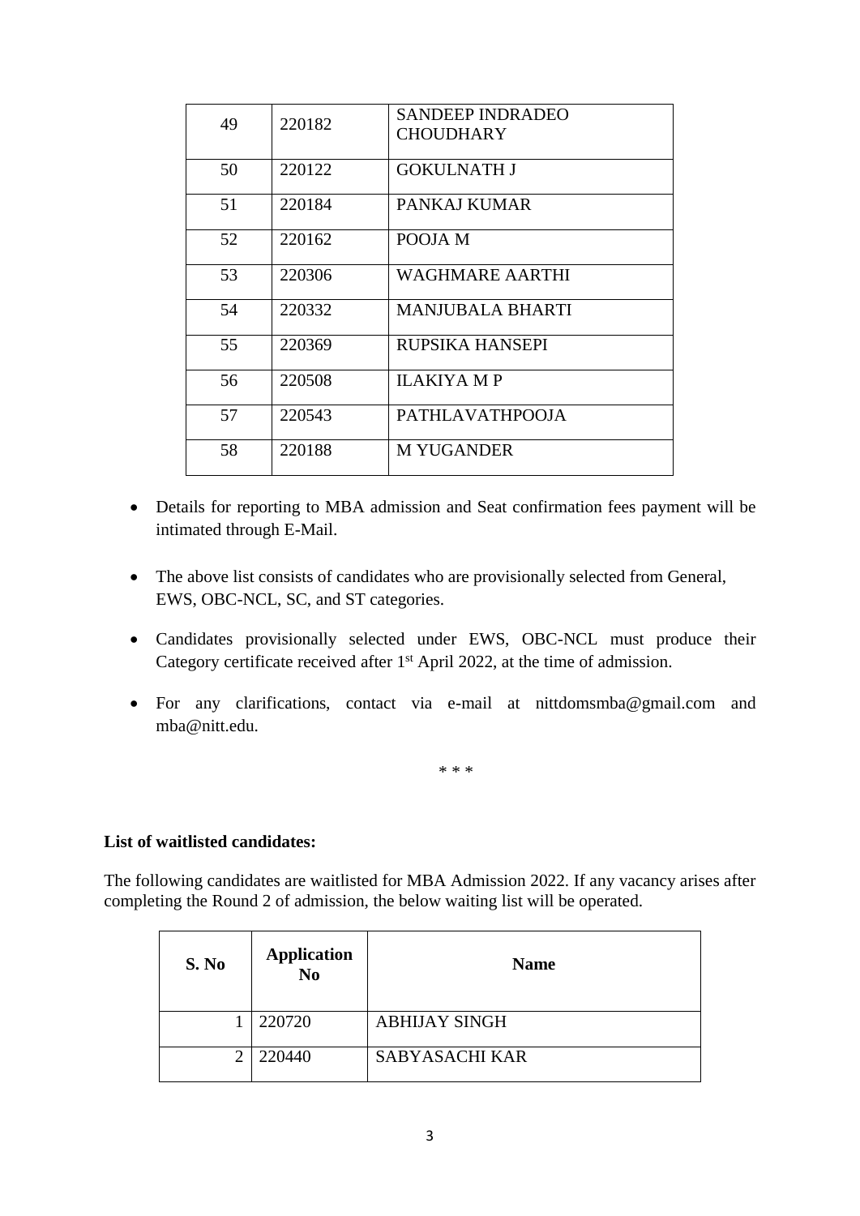| | | |
|---|---|---|
| 49 | 220182 | SANDEEP INDRADEO CHOUDHARY |
| 50 | 220122 | GOKULNATH J |
| 51 | 220184 | PANKAJ KUMAR |
| 52 | 220162 | POOJA M |
| 53 | 220306 | WAGHMARE AARTHI |
| 54 | 220332 | MANJUBALA BHARTI |
| 55 | 220369 | RUPSIKA HANSEPI |
| 56 | 220508 | ILAKIYA M P |
| 57 | 220543 | PATHLAVATHPOOJA |
| 58 | 220188 | M YUGANDER |

- Details for reporting to MBA admission and Seat confirmation fees payment will be intimated through E-Mail.

- The above list consists of candidates who are provisionally selected from General, EWS, OBC-NCL, SC, and ST categories.

- Candidates provisionally selected under EWS, OBC-NCL must produce their Category certificate received after 1st April 2022, at the time of admission.

- For any clarifications, contact via e-mail at nittdomsmba@gmail.com and mba@nitt.edu.

\* \* \*

**List of waitlisted candidates:**

The following candidates are waitlisted for MBA Admission 2022. If any vacancy arises after completing the Round 2 of admission, the below waiting list will be operated.

| S. No | Application No | Name |
|---|---|---|
| 1 | 220720 | ABHIJAY SINGH |
| 2 | 220440 | SABYASACHI KAR |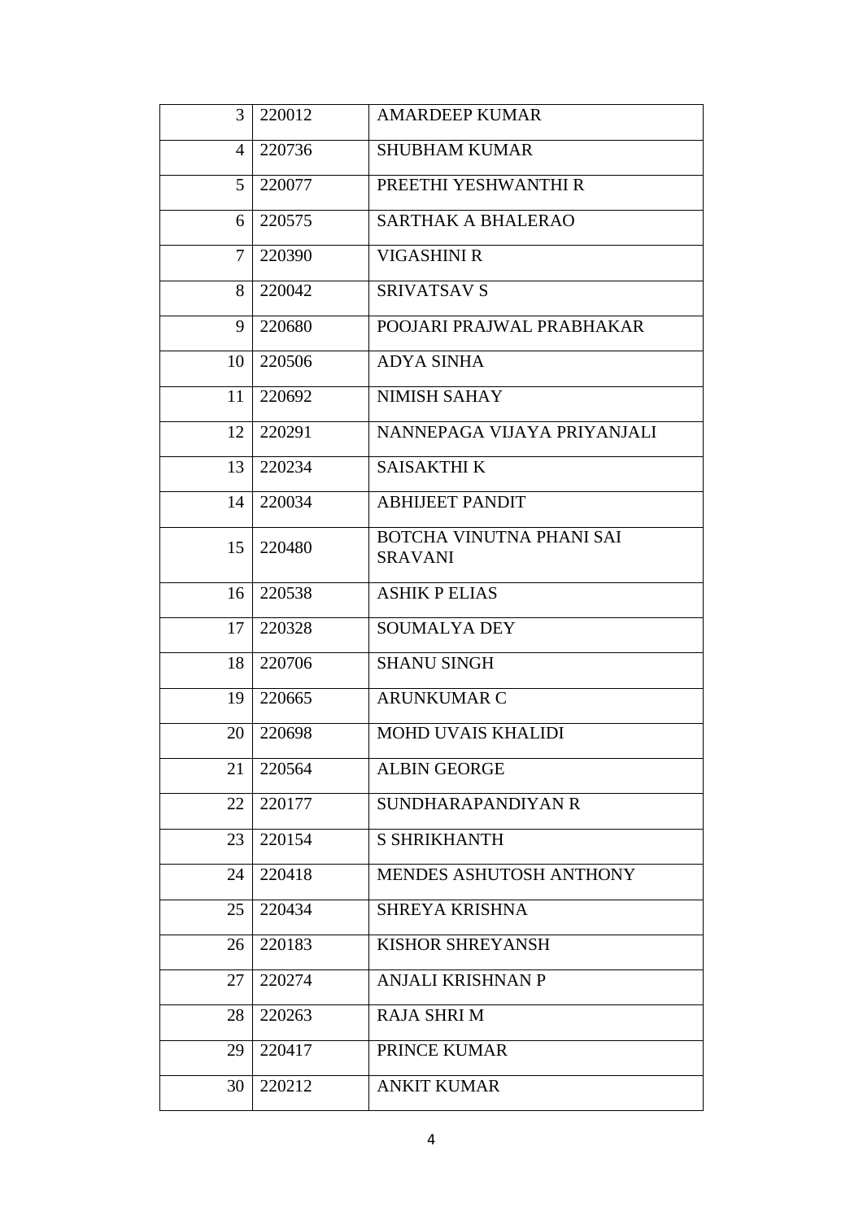| | | |
|---|---|---|
| 3 | 220012 | AMARDEEP KUMAR |
| 4 | 220736 | SHUBHAM KUMAR |
| 5 | 220077 | PREETHI YESHWANTHI R |
| 6 | 220575 | SARTHAK A BHALERAO |
| 7 | 220390 | VIGASHINI R |
| 8 | 220042 | SRIVATSAV S |
| 9 | 220680 | POOJARI PRAJWAL PRABHAKAR |
| 10 | 220506 | ADYA SINHA |
| 11 | 220692 | NIMISH SAHAY |
| 12 | 220291 | NANNEPAGA VIJAYA PRIYANJALI |
| 13 | 220234 | SAISAKTHI K |
| 14 | 220034 | ABHIJEET PANDIT |
| 15 | 220480 | BOTCHA VINUTNA PHANI SAI SRAVANI |
| 16 | 220538 | ASHIK P ELIAS |
| 17 | 220328 | SOUMALYA DEY |
| 18 | 220706 | SHANU SINGH |
| 19 | 220665 | ARUNKUMAR C |
| 20 | 220698 | MOHD UVAIS KHALIDI |
| 21 | 220564 | ALBIN GEORGE |
| 22 | 220177 | SUNDHARAPANDIYAN R |
| 23 | 220154 | S SHRIKHANTH |
| 24 | 220418 | MENDES ASHUTOSH ANTHONY |
| 25 | 220434 | SHREYA KRISHNA |
| 26 | 220183 | KISHOR SHREYANSH |
| 27 | 220274 | ANJALI KRISHNAN P |
| 28 | 220263 | RAJA SHRI M |
| 29 | 220417 | PRINCE KUMAR |
| 30 | 220212 | ANKIT KUMAR |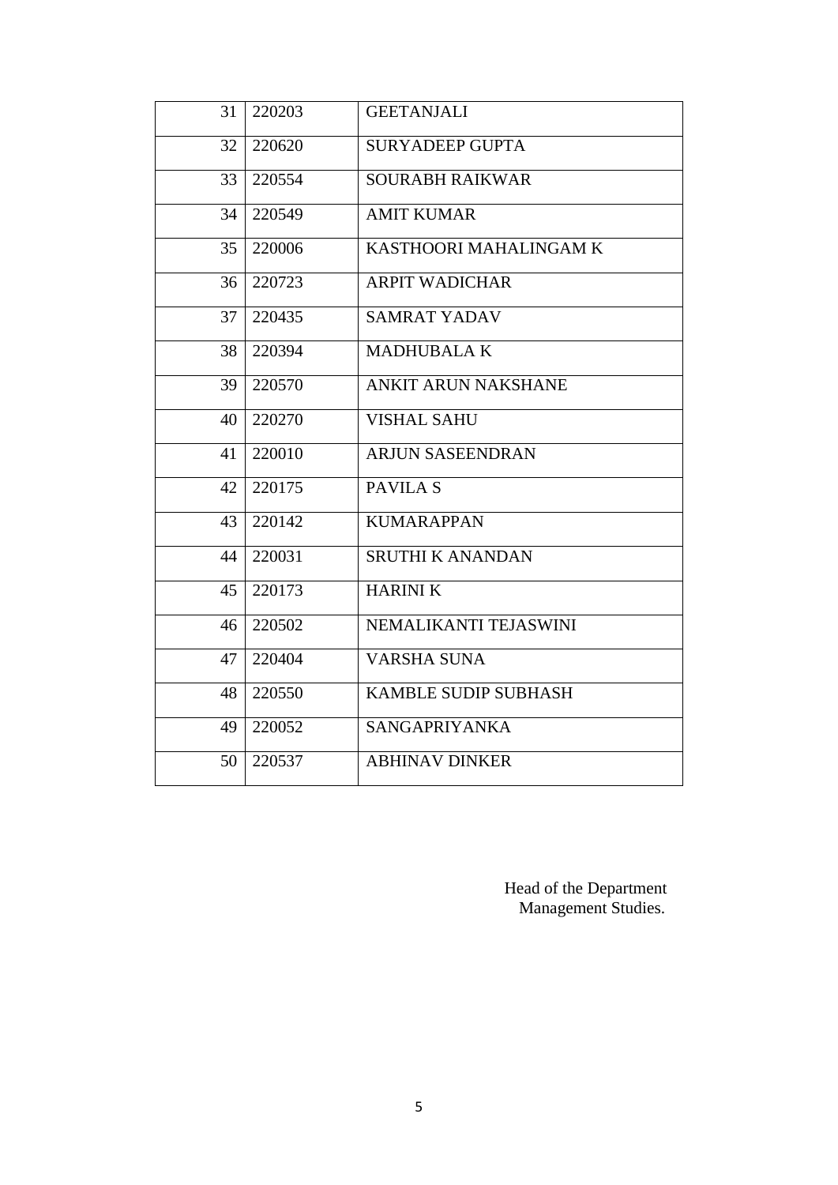| | | |
|---|---|---|
| 31 | 220203 | GEETANJALI |
| 32 | 220620 | SURYADEEP GUPTA |
| 33 | 220554 | SOURABH RAIKWAR |
| 34 | 220549 | AMIT KUMAR |
| 35 | 220006 | KASTHOORI MAHALINGAM K |
| 36 | 220723 | ARPIT WADICHAR |
| 37 | 220435 | SAMRAT YADAV |
| 38 | 220394 | MADHUBALA K |
| 39 | 220570 | ANKIT ARUN NAKSHANE |
| 40 | 220270 | VISHAL SAHU |
| 41 | 220010 | ARJUN SASEENDRAN |
| 42 | 220175 | PAVILA S |
| 43 | 220142 | KUMARAPPAN |
| 44 | 220031 | SRUTHI K ANANDAN |
| 45 | 220173 | HARINI K |
| 46 | 220502 | NEMALIKANTI TEJASWINI |
| 47 | 220404 | VARSHA SUNA |
| 48 | 220550 | KAMBLE SUDIP SUBHASH |
| 49 | 220052 | SANGAPRIYANKA |
| 50 | 220537 | ABHINAV DINKER |

Head of the Department
Management Studies.